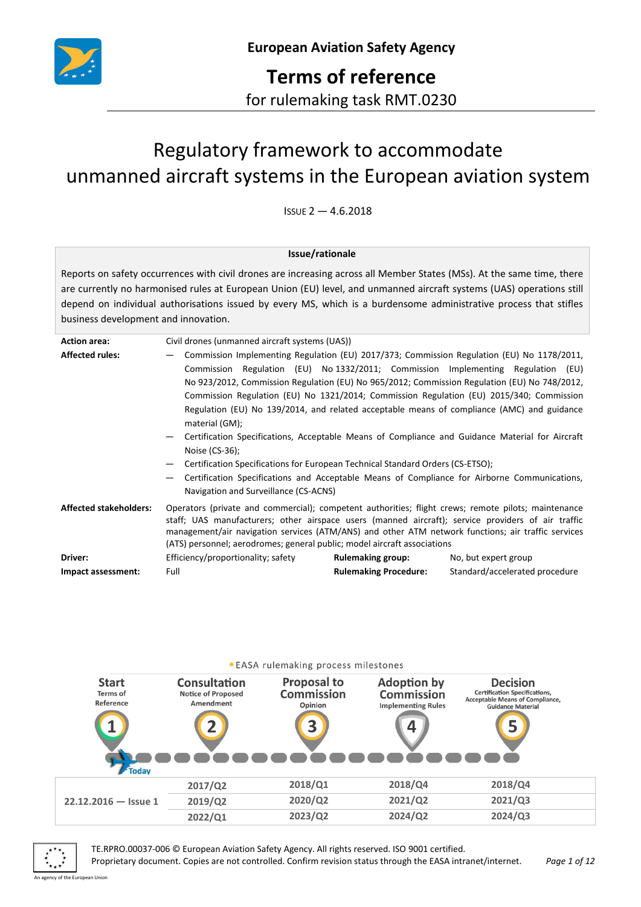**European Aviation Safety Agency**

# Terms of reference

for rulemaking task RMT.0230

## Regulatory framework to accommodate unmanned aircraft systems in the European aviation system

ISSUE 2 — 4.6.2018

**Issue/rationale**

Reports on safety occurrences with civil drones are increasing across all Member States (MSs). At the same time, there are currently no harmonised rules at European Union (EU) level, and unmanned aircraft systems (UAS) operations still depend on individual authorisations issued by every MS, which is a burdensome administrative process that stifles business development and innovation.

**Action area:** Civil drones (unmanned aircraft systems (UAS))

**Affected rules:**

- Commission Implementing Regulation (EU) 2017/373; Commission Regulation (EU) No 1178/2011, Commission Regulation (EU) No 1332/2011; Commission Implementing Regulation (EU) No 923/2012, Commission Regulation (EU) No 965/2012; Commission Regulation (EU) No 748/2012, Commission Regulation (EU) No 1321/2014; Commission Regulation (EU) 2015/340; Commission Regulation (EU) No 139/2014, and related acceptable means of compliance (AMC) and guidance material (GM);
- Certification Specifications, Acceptable Means of Compliance and Guidance Material for Aircraft Noise (CS-36);
- Certification Specifications for European Technical Standard Orders (CS-ETSO);
- Certification Specifications and Acceptable Means of Compliance for Airborne Communications, Navigation and Surveillance (CS-ACNS)

**Affected stakeholders:** Operators (private and commercial); competent authorities; flight crews; remote pilots; maintenance staff; UAS manufacturers; other airspace users (manned aircraft); service providers of air traffic management/air navigation services (ATM/ANS) and other ATM network functions; air traffic services (ATS) personnel; aerodromes; general public; model aircraft associations

| | | | |
|---|---|---|---|
| **Driver:** | Efficiency/proportionality; safety | **Rulemaking group:** | No, but expert group |
| **Impact assessment:** | Full | **Rulemaking Procedure:** | Standard/accelerated procedure |

EASA rulemaking process milestones

| Start<br>Terms of Reference | Consultation<br>Notice of Proposed Amendment | Proposal to Commission<br>Opinion | Adoption by Commission<br>Implementing Rules | Decision<br>Certification Specifications, Acceptable Means of Compliance, Guidance Material |
|---|---|---|---|---|
| 1 | 2 | 3 | 4 | 5 |
| 22.12.2016 — Issue 1 | 2017/Q2 | 2018/Q1 | 2018/Q4 | 2018/Q4 |
| | 2019/Q2 | 2020/Q2 | 2021/Q2 | 2021/Q3 |
| | 2022/Q1 | 2023/Q2 | 2024/Q2 | 2024/Q3 |

TE.RPRO.00037-006 © European Aviation Safety Agency. All rights reserved. ISO 9001 certified.
Proprietary document. Copies are not controlled. Confirm revision status through the EASA intranet/internet.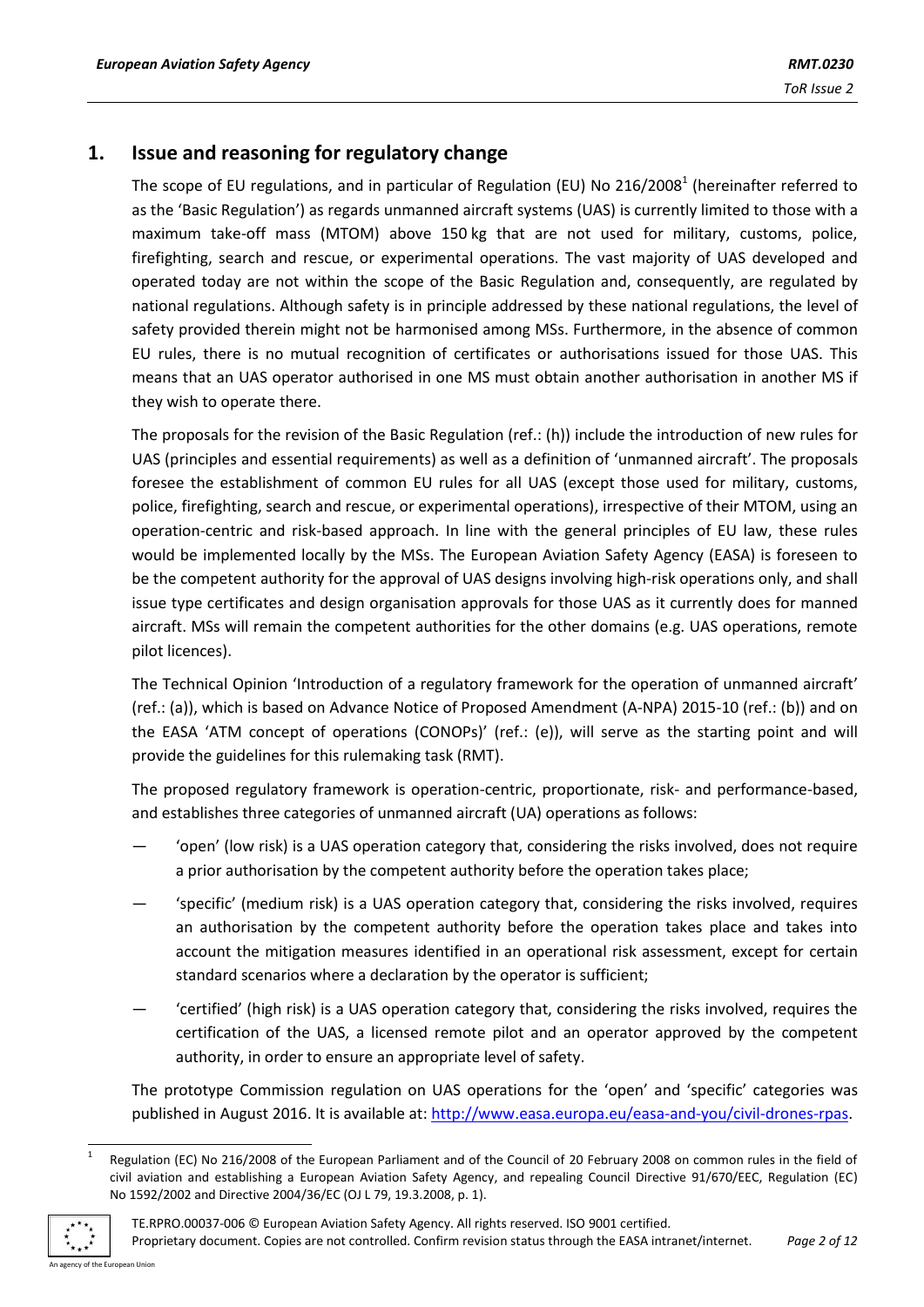## 1. Issue and reasoning for regulatory change

The scope of EU regulations, and in particular of Regulation (EU) No 216/2008[1] (hereinafter referred to as the 'Basic Regulation') as regards unmanned aircraft systems (UAS) is currently limited to those with a maximum take-off mass (MTOM) above 150 kg that are not used for military, customs, police, firefighting, search and rescue, or experimental operations. The vast majority of UAS developed and operated today are not within the scope of the Basic Regulation and, consequently, are regulated by national regulations. Although safety is in principle addressed by these national regulations, the level of safety provided therein might not be harmonised among MSs. Furthermore, in the absence of common EU rules, there is no mutual recognition of certificates or authorisations issued for those UAS. This means that an UAS operator authorised in one MS must obtain another authorisation in another MS if they wish to operate there.

The proposals for the revision of the Basic Regulation (ref.: (h)) include the introduction of new rules for UAS (principles and essential requirements) as well as a definition of 'unmanned aircraft'. The proposals foresee the establishment of common EU rules for all UAS (except those used for military, customs, police, firefighting, search and rescue, or experimental operations), irrespective of their MTOM, using an operation-centric and risk-based approach. In line with the general principles of EU law, these rules would be implemented locally by the MSs. The European Aviation Safety Agency (EASA) is foreseen to be the competent authority for the approval of UAS designs involving high-risk operations only, and shall issue type certificates and design organisation approvals for those UAS as it currently does for manned aircraft. MSs will remain the competent authorities for the other domains (e.g. UAS operations, remote pilot licences).

The Technical Opinion 'Introduction of a regulatory framework for the operation of unmanned aircraft' (ref.: (a)), which is based on Advance Notice of Proposed Amendment (A-NPA) 2015-10 (ref.: (b)) and on the EASA 'ATM concept of operations (CONOPs)' (ref.: (e)), will serve as the starting point and will provide the guidelines for this rulemaking task (RMT).

The proposed regulatory framework is operation-centric, proportionate, risk- and performance-based, and establishes three categories of unmanned aircraft (UA) operations as follows:

- 'open' (low risk) is a UAS operation category that, considering the risks involved, does not require a prior authorisation by the competent authority before the operation takes place;
- 'specific' (medium risk) is a UAS operation category that, considering the risks involved, requires an authorisation by the competent authority before the operation takes place and takes into account the mitigation measures identified in an operational risk assessment, except for certain standard scenarios where a declaration by the operator is sufficient;
- 'certified' (high risk) is a UAS operation category that, considering the risks involved, requires the certification of the UAS, a licensed remote pilot and an operator approved by the competent authority, in order to ensure an appropriate level of safety.

The prototype Commission regulation on UAS operations for the 'open' and 'specific' categories was published in August 2016. It is available at: http://www.easa.europa.eu/easa-and-you/civil-drones-rpas.

[1] Regulation (EC) No 216/2008 of the European Parliament and of the Council of 20 February 2008 on common rules in the field of civil aviation and establishing a European Aviation Safety Agency, and repealing Council Directive 91/670/EEC, Regulation (EC) No 1592/2002 and Directive 2004/36/EC (OJ L 79, 19.3.2008, p. 1).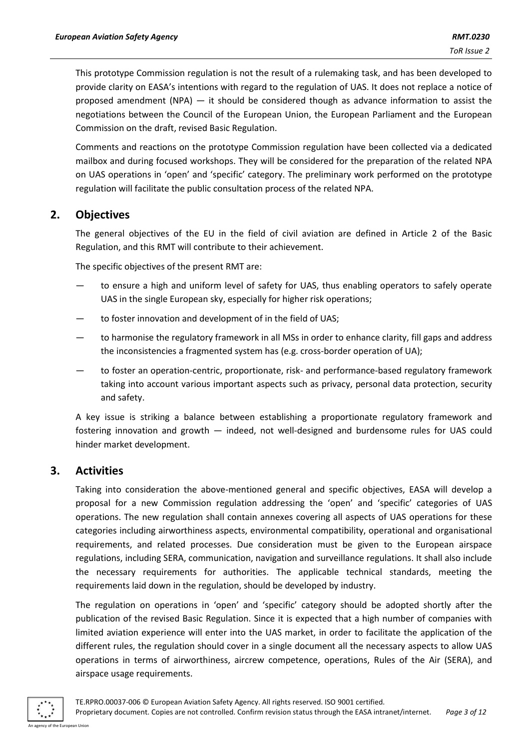This prototype Commission regulation is not the result of a rulemaking task, and has been developed to provide clarity on EASA's intentions with regard to the regulation of UAS. It does not replace a notice of proposed amendment (NPA) — it should be considered though as advance information to assist the negotiations between the Council of the European Union, the European Parliament and the European Commission on the draft, revised Basic Regulation.

Comments and reactions on the prototype Commission regulation have been collected via a dedicated mailbox and during focused workshops. They will be considered for the preparation of the related NPA on UAS operations in 'open' and 'specific' category. The preliminary work performed on the prototype regulation will facilitate the public consultation process of the related NPA.

## 2. Objectives

The general objectives of the EU in the field of civil aviation are defined in Article 2 of the Basic Regulation, and this RMT will contribute to their achievement.

The specific objectives of the present RMT are:

— to ensure a high and uniform level of safety for UAS, thus enabling operators to safely operate UAS in the single European sky, especially for higher risk operations;

— to foster innovation and development of in the field of UAS;

— to harmonise the regulatory framework in all MSs in order to enhance clarity, fill gaps and address the inconsistencies a fragmented system has (e.g. cross-border operation of UA);

— to foster an operation-centric, proportionate, risk- and performance-based regulatory framework taking into account various important aspects such as privacy, personal data protection, security and safety.

A key issue is striking a balance between establishing a proportionate regulatory framework and fostering innovation and growth — indeed, not well-designed and burdensome rules for UAS could hinder market development.

## 3. Activities

Taking into consideration the above-mentioned general and specific objectives, EASA will develop a proposal for a new Commission regulation addressing the 'open' and 'specific' categories of UAS operations. The new regulation shall contain annexes covering all aspects of UAS operations for these categories including airworthiness aspects, environmental compatibility, operational and organisational requirements, and related processes. Due consideration must be given to the European airspace regulations, including SERA, communication, navigation and surveillance regulations. It shall also include the necessary requirements for authorities. The applicable technical standards, meeting the requirements laid down in the regulation, should be developed by industry.

The regulation on operations in 'open' and 'specific' category should be adopted shortly after the publication of the revised Basic Regulation. Since it is expected that a high number of companies with limited aviation experience will enter into the UAS market, in order to facilitate the application of the different rules, the regulation should cover in a single document all the necessary aspects to allow UAS operations in terms of airworthiness, aircrew competence, operations, Rules of the Air (SERA), and airspace usage requirements.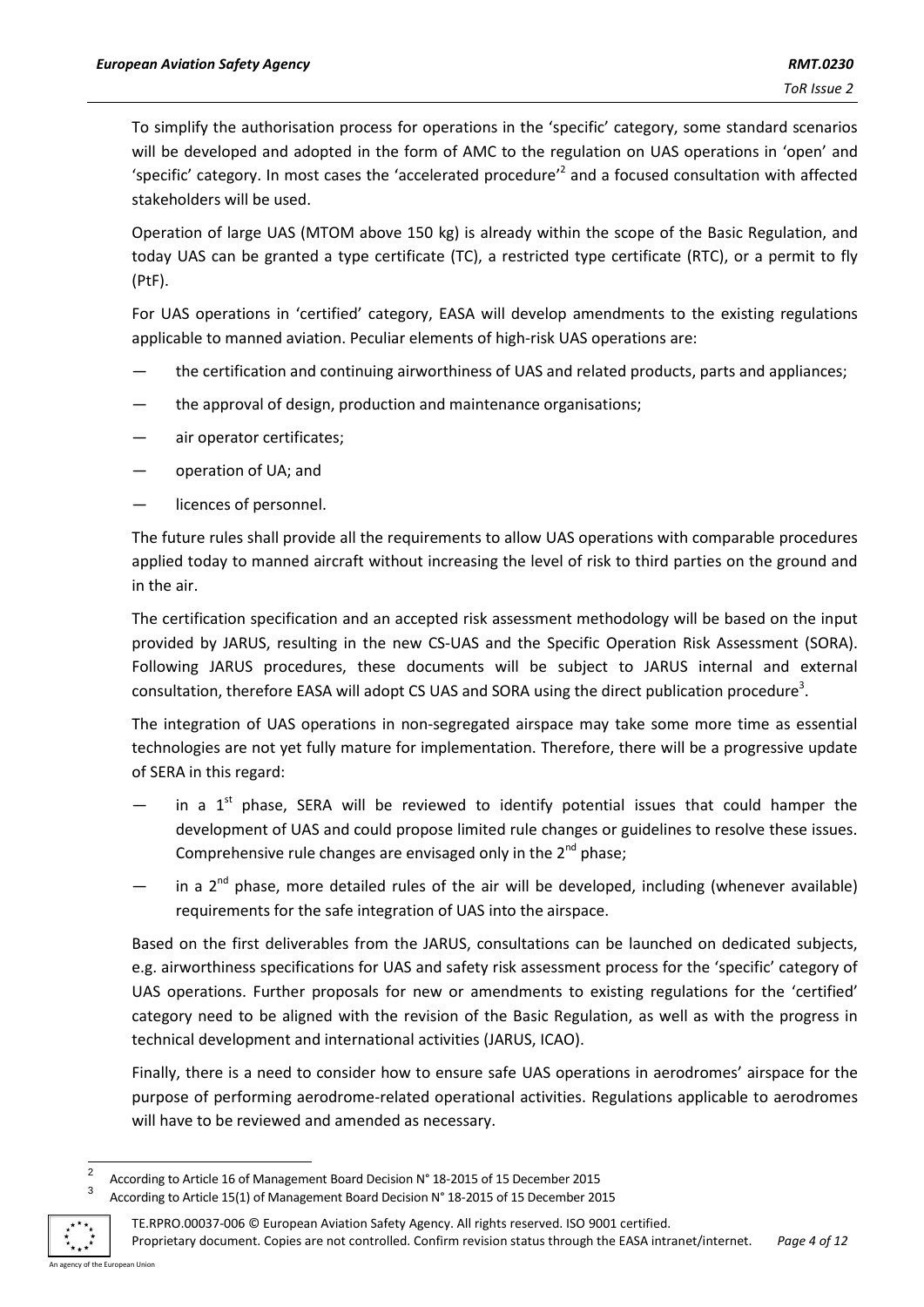To simplify the authorisation process for operations in the 'specific' category, some standard scenarios will be developed and adopted in the form of AMC to the regulation on UAS operations in 'open' and 'specific' category. In most cases the 'accelerated procedure'[2] and a focused consultation with affected stakeholders will be used.

Operation of large UAS (MTOM above 150 kg) is already within the scope of the Basic Regulation, and today UAS can be granted a type certificate (TC), a restricted type certificate (RTC), or a permit to fly (PtF).

For UAS operations in 'certified' category, EASA will develop amendments to the existing regulations applicable to manned aviation. Peculiar elements of high-risk UAS operations are:

- the certification and continuing airworthiness of UAS and related products, parts and appliances;
- the approval of design, production and maintenance organisations;
- air operator certificates;
- operation of UA; and
- licences of personnel.

The future rules shall provide all the requirements to allow UAS operations with comparable procedures applied today to manned aircraft without increasing the level of risk to third parties on the ground and in the air.

The certification specification and an accepted risk assessment methodology will be based on the input provided by JARUS, resulting in the new CS-UAS and the Specific Operation Risk Assessment (SORA). Following JARUS procedures, these documents will be subject to JARUS internal and external consultation, therefore EASA will adopt CS UAS and SORA using the direct publication procedure[3].

The integration of UAS operations in non-segregated airspace may take some more time as essential technologies are not yet fully mature for implementation. Therefore, there will be a progressive update of SERA in this regard:

- in a 1st phase, SERA will be reviewed to identify potential issues that could hamper the development of UAS and could propose limited rule changes or guidelines to resolve these issues. Comprehensive rule changes are envisaged only in the 2nd phase;
- in a 2nd phase, more detailed rules of the air will be developed, including (whenever available) requirements for the safe integration of UAS into the airspace.

Based on the first deliverables from the JARUS, consultations can be launched on dedicated subjects, e.g. airworthiness specifications for UAS and safety risk assessment process for the 'specific' category of UAS operations. Further proposals for new or amendments to existing regulations for the 'certified' category need to be aligned with the revision of the Basic Regulation, as well as with the progress in technical development and international activities (JARUS, ICAO).

Finally, there is a need to consider how to ensure safe UAS operations in aerodromes' airspace for the purpose of performing aerodrome-related operational activities. Regulations applicable to aerodromes will have to be reviewed and amended as necessary.

---

[2] According to Article 16 of Management Board Decision N° 18-2015 of 15 December 2015

[3] According to Article 15(1) of Management Board Decision N° 18-2015 of 15 December 2015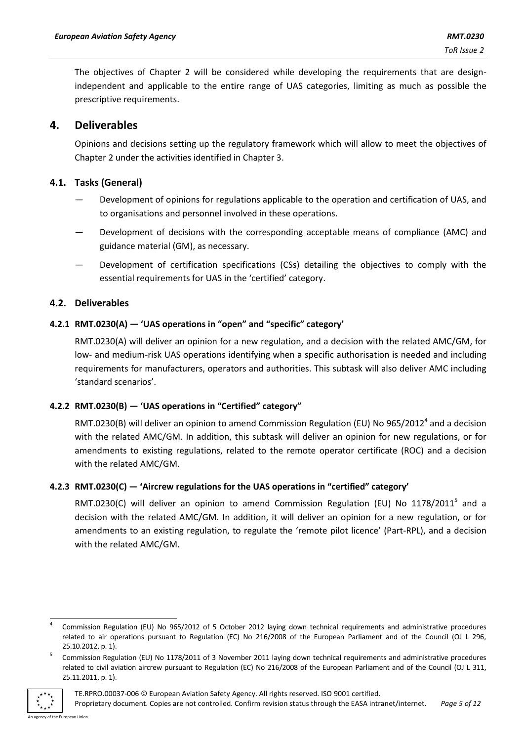The objectives of Chapter 2 will be considered while developing the requirements that are design-independent and applicable to the entire range of UAS categories, limiting as much as possible the prescriptive requirements.

## 4. Deliverables

Opinions and decisions setting up the regulatory framework which will allow to meet the objectives of Chapter 2 under the activities identified in Chapter 3.

### 4.1. Tasks (General)

- Development of opinions for regulations applicable to the operation and certification of UAS, and to organisations and personnel involved in these operations.
- Development of decisions with the corresponding acceptable means of compliance (AMC) and guidance material (GM), as necessary.
- Development of certification specifications (CSs) detailing the objectives to comply with the essential requirements for UAS in the 'certified' category.

### 4.2. Deliverables

#### 4.2.1 RMT.0230(A) — 'UAS operations in "open" and "specific" category'

RMT.0230(A) will deliver an opinion for a new regulation, and a decision with the related AMC/GM, for low- and medium-risk UAS operations identifying when a specific authorisation is needed and including requirements for manufacturers, operators and authorities. This subtask will also deliver AMC including 'standard scenarios'.

#### 4.2.2 RMT.0230(B) — 'UAS operations in "Certified" category"

RMT.0230(B) will deliver an opinion to amend Commission Regulation (EU) No 965/2012[4] and a decision with the related AMC/GM. In addition, this subtask will deliver an opinion for new regulations, or for amendments to existing regulations, related to the remote operator certificate (ROC) and a decision with the related AMC/GM.

#### 4.2.3 RMT.0230(C) — 'Aircrew regulations for the UAS operations in "certified" category'

RMT.0230(C) will deliver an opinion to amend Commission Regulation (EU) No 1178/2011[5] and a decision with the related AMC/GM. In addition, it will deliver an opinion for a new regulation, or for amendments to an existing regulation, to regulate the 'remote pilot licence' (Part-RPL), and a decision with the related AMC/GM.

---

[4] Commission Regulation (EU) No 965/2012 of 5 October 2012 laying down technical requirements and administrative procedures related to air operations pursuant to Regulation (EC) No 216/2008 of the European Parliament and of the Council (OJ L 296, 25.10.2012, p. 1).

[5] Commission Regulation (EU) No 1178/2011 of 3 November 2011 laying down technical requirements and administrative procedures related to civil aviation aircrew pursuant to Regulation (EC) No 216/2008 of the European Parliament and of the Council (OJ L 311, 25.11.2011, p. 1).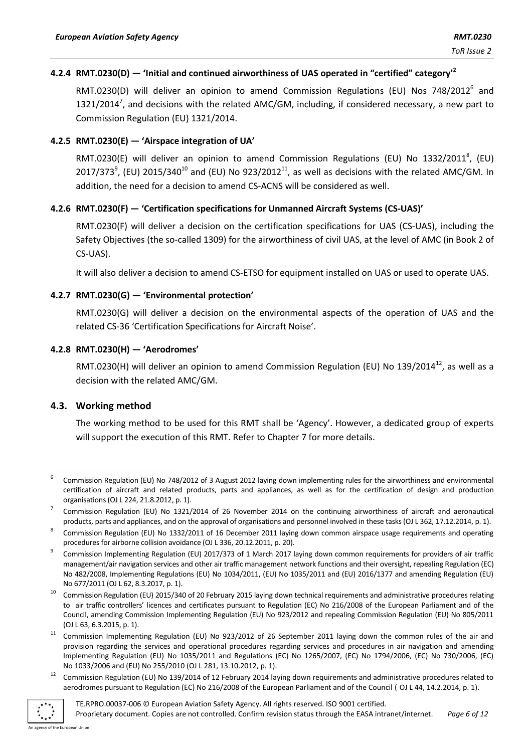### 4.2.4 RMT.0230(D) — 'Initial and continued airworthiness of UAS operated in "certified" category'[2]

RMT.0230(D) will deliver an opinion to amend Commission Regulations (EU) Nos 748/2012[6] and 1321/2014[7], and decisions with the related AMC/GM, including, if considered necessary, a new part to Commission Regulation (EU) 1321/2014.

### 4.2.5 RMT.0230(E) — 'Airspace integration of UA'

RMT.0230(E) will deliver an opinion to amend Commission Regulations (EU) No 1332/2011[8], (EU) 2017/373[9], (EU) 2015/340[10] and (EU) No 923/2012[11], as well as decisions with the related AMC/GM. In addition, the need for a decision to amend CS-ACNS will be considered as well.

### 4.2.6 RMT.0230(F) — 'Certification specifications for Unmanned Aircraft Systems (CS-UAS)'

RMT.0230(F) will deliver a decision on the certification specifications for UAS (CS-UAS), including the Safety Objectives (the so-called 1309) for the airworthiness of civil UAS, at the level of AMC (in Book 2 of CS-UAS).

It will also deliver a decision to amend CS-ETSO for equipment installed on UAS or used to operate UAS.

### 4.2.7 RMT.0230(G) — 'Environmental protection'

RMT.0230(G) will deliver a decision on the environmental aspects of the operation of UAS and the related CS-36 'Certification Specifications for Aircraft Noise'.

### 4.2.8 RMT.0230(H) — 'Aerodromes'

RMT.0230(H) will deliver an opinion to amend Commission Regulation (EU) No 139/2014[12], as well as a decision with the related AMC/GM.

## 4.3. Working method

The working method to be used for this RMT shall be 'Agency'. However, a dedicated group of experts will support the execution of this RMT. Refer to Chapter 7 for more details.

---

[6] Commission Regulation (EU) No 748/2012 of 3 August 2012 laying down implementing rules for the airworthiness and environmental certification of aircraft and related products, parts and appliances, as well as for the certification of design and production organisations (OJ L 224, 21.8.2012, p. 1).

[7] Commission Regulation (EU) No 1321/2014 of 26 November 2014 on the continuing airworthiness of aircraft and aeronautical products, parts and appliances, and on the approval of organisations and personnel involved in these tasks (OJ L 362, 17.12.2014, p. 1).

[8] Commission Regulation (EU) No 1332/2011 of 16 December 2011 laying down common airspace usage requirements and operating procedures for airborne collision avoidance (OJ L 336, 20.12.2011, p. 20).

[9] Commission Implementing Regulation (EU) 2017/373 of 1 March 2017 laying down common requirements for providers of air traffic management/air navigation services and other air traffic management network functions and their oversight, repealing Regulation (EC) No 482/2008, Implementing Regulations (EU) No 1034/2011, (EU) No 1035/2011 and (EU) 2016/1377 and amending Regulation (EU) No 677/2011 (OJ L 62, 8.3.2017, p. 1).

[10] Commission Regulation (EU) 2015/340 of 20 February 2015 laying down technical requirements and administrative procedures relating to air traffic controllers' licences and certificates pursuant to Regulation (EC) No 216/2008 of the European Parliament and of the Council, amending Commission Implementing Regulation (EU) No 923/2012 and repealing Commission Regulation (EU) No 805/2011 (OJ L 63, 6.3.2015, p. 1).

[11] Commission Implementing Regulation (EU) No 923/2012 of 26 September 2011 laying down the common rules of the air and provision regarding the services and operational procedures regarding services and procedures in air navigation and amending Implementing Regulation (EU) No 1035/2011 and Regulations (EC) No 1265/2007, (EC) No 1794/2006, (EC) No 730/2006, (EC) No 1033/2006 and (EU) No 255/2010 (OJ L 281, 13.10.2012, p. 1).

[12] Commission Regulation (EU) No 139/2014 of 12 February 2014 laying down requirements and administrative procedures related to aerodromes pursuant to Regulation (EC) No 216/2008 of the European Parliament and of the Council ( OJ L 44, 14.2.2014, p. 1).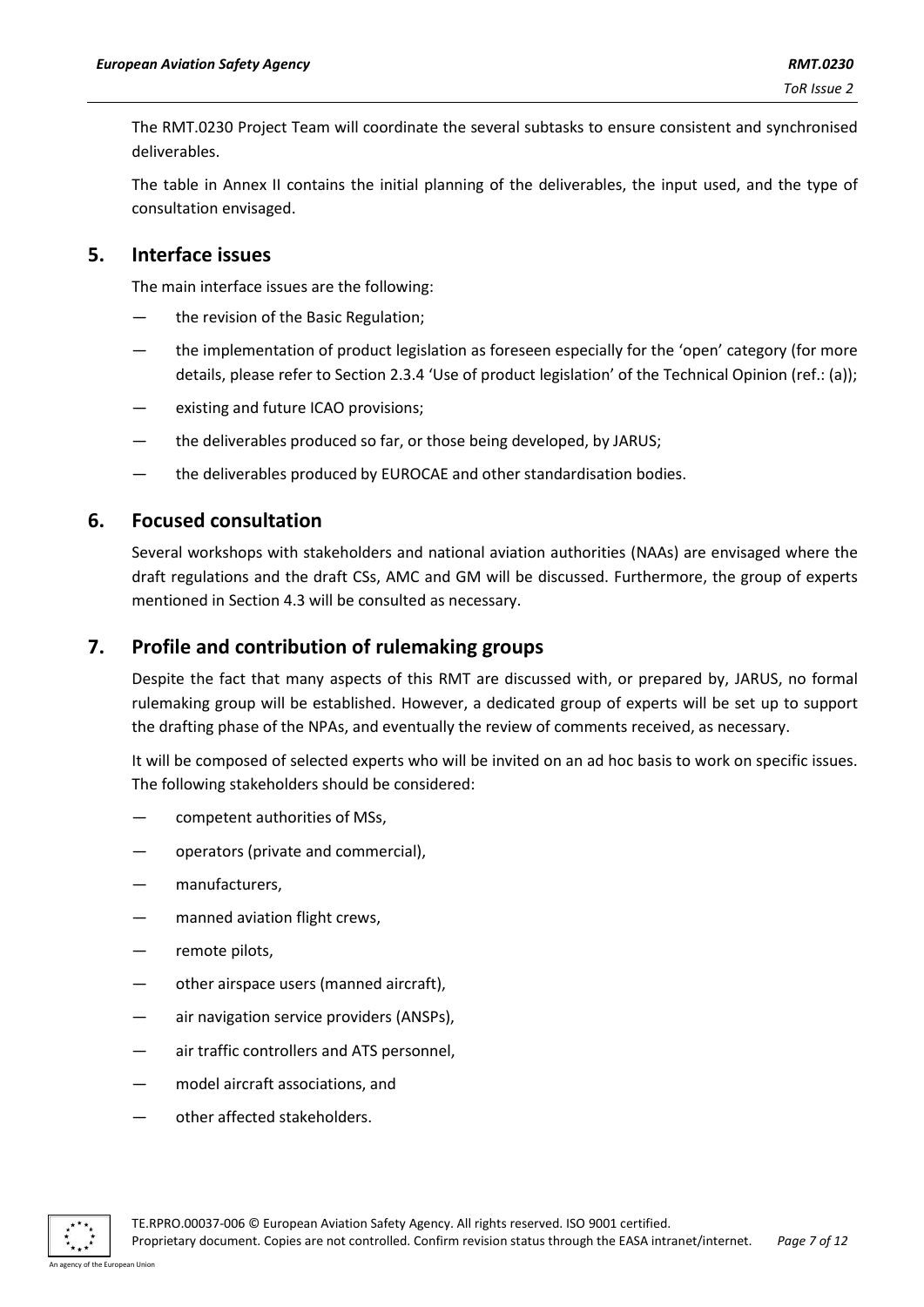The RMT.0230 Project Team will coordinate the several subtasks to ensure consistent and synchronised deliverables.

The table in Annex II contains the initial planning of the deliverables, the input used, and the type of consultation envisaged.

## 5. Interface issues

The main interface issues are the following:

— the revision of the Basic Regulation;

— the implementation of product legislation as foreseen especially for the 'open' category (for more details, please refer to Section 2.3.4 'Use of product legislation' of the Technical Opinion (ref.: (a));

— existing and future ICAO provisions;

— the deliverables produced so far, or those being developed, by JARUS;

— the deliverables produced by EUROCAE and other standardisation bodies.

## 6. Focused consultation

Several workshops with stakeholders and national aviation authorities (NAAs) are envisaged where the draft regulations and the draft CSs, AMC and GM will be discussed. Furthermore, the group of experts mentioned in Section 4.3 will be consulted as necessary.

## 7. Profile and contribution of rulemaking groups

Despite the fact that many aspects of this RMT are discussed with, or prepared by, JARUS, no formal rulemaking group will be established. However, a dedicated group of experts will be set up to support the drafting phase of the NPAs, and eventually the review of comments received, as necessary.

It will be composed of selected experts who will be invited on an ad hoc basis to work on specific issues. The following stakeholders should be considered:

— competent authorities of MSs,

— operators (private and commercial),

— manufacturers,

— manned aviation flight crews,

— remote pilots,

— other airspace users (manned aircraft),

— air navigation service providers (ANSPs),

— air traffic controllers and ATS personnel,

— model aircraft associations, and

— other affected stakeholders.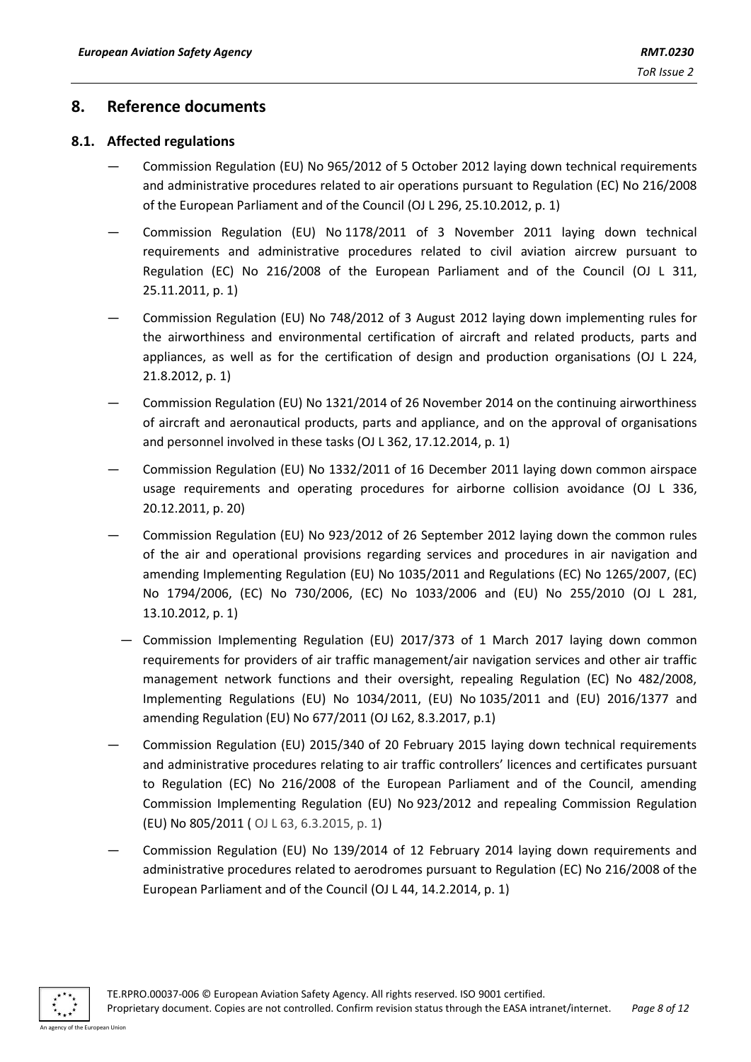## 8. Reference documents

### 8.1. Affected regulations

- Commission Regulation (EU) No 965/2012 of 5 October 2012 laying down technical requirements and administrative procedures related to air operations pursuant to Regulation (EC) No 216/2008 of the European Parliament and of the Council (OJ L 296, 25.10.2012, p. 1)
- Commission Regulation (EU) No 1178/2011 of 3 November 2011 laying down technical requirements and administrative procedures related to civil aviation aircrew pursuant to Regulation (EC) No 216/2008 of the European Parliament and of the Council (OJ L 311, 25.11.2011, p. 1)
- Commission Regulation (EU) No 748/2012 of 3 August 2012 laying down implementing rules for the airworthiness and environmental certification of aircraft and related products, parts and appliances, as well as for the certification of design and production organisations (OJ L 224, 21.8.2012, p. 1)
- Commission Regulation (EU) No 1321/2014 of 26 November 2014 on the continuing airworthiness of aircraft and aeronautical products, parts and appliance, and on the approval of organisations and personnel involved in these tasks (OJ L 362, 17.12.2014, p. 1)
- Commission Regulation (EU) No 1332/2011 of 16 December 2011 laying down common airspace usage requirements and operating procedures for airborne collision avoidance (OJ L 336, 20.12.2011, p. 20)
- Commission Regulation (EU) No 923/2012 of 26 September 2012 laying down the common rules of the air and operational provisions regarding services and procedures in air navigation and amending Implementing Regulation (EU) No 1035/2011 and Regulations (EC) No 1265/2007, (EC) No 1794/2006, (EC) No 730/2006, (EC) No 1033/2006 and (EU) No 255/2010 (OJ L 281, 13.10.2012, p. 1)
- Commission Implementing Regulation (EU) 2017/373 of 1 March 2017 laying down common requirements for providers of air traffic management/air navigation services and other air traffic management network functions and their oversight, repealing Regulation (EC) No 482/2008, Implementing Regulations (EU) No 1034/2011, (EU) No 1035/2011 and (EU) 2016/1377 and amending Regulation (EU) No 677/2011 (OJ L62, 8.3.2017, p.1)
- Commission Regulation (EU) 2015/340 of 20 February 2015 laying down technical requirements and administrative procedures relating to air traffic controllers' licences and certificates pursuant to Regulation (EC) No 216/2008 of the European Parliament and of the Council, amending Commission Implementing Regulation (EU) No 923/2012 and repealing Commission Regulation (EU) No 805/2011 ( OJ L 63, 6.3.2015, p. 1)
- Commission Regulation (EU) No 139/2014 of 12 February 2014 laying down requirements and administrative procedures related to aerodromes pursuant to Regulation (EC) No 216/2008 of the European Parliament and of the Council (OJ L 44, 14.2.2014, p. 1)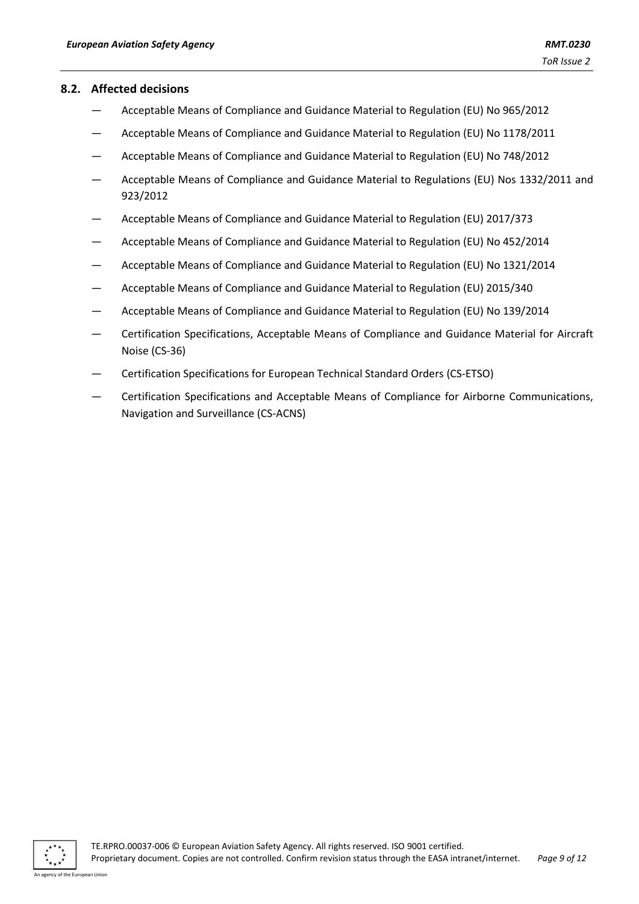### 8.2. Affected decisions

- Acceptable Means of Compliance and Guidance Material to Regulation (EU) No 965/2012
- Acceptable Means of Compliance and Guidance Material to Regulation (EU) No 1178/2011
- Acceptable Means of Compliance and Guidance Material to Regulation (EU) No 748/2012
- Acceptable Means of Compliance and Guidance Material to Regulations (EU) Nos 1332/2011 and 923/2012
- Acceptable Means of Compliance and Guidance Material to Regulation (EU) 2017/373
- Acceptable Means of Compliance and Guidance Material to Regulation (EU) No 452/2014
- Acceptable Means of Compliance and Guidance Material to Regulation (EU) No 1321/2014
- Acceptable Means of Compliance and Guidance Material to Regulation (EU) 2015/340
- Acceptable Means of Compliance and Guidance Material to Regulation (EU) No 139/2014
- Certification Specifications, Acceptable Means of Compliance and Guidance Material for Aircraft Noise (CS-36)
- Certification Specifications for European Technical Standard Orders (CS-ETSO)
- Certification Specifications and Acceptable Means of Compliance for Airborne Communications, Navigation and Surveillance (CS-ACNS)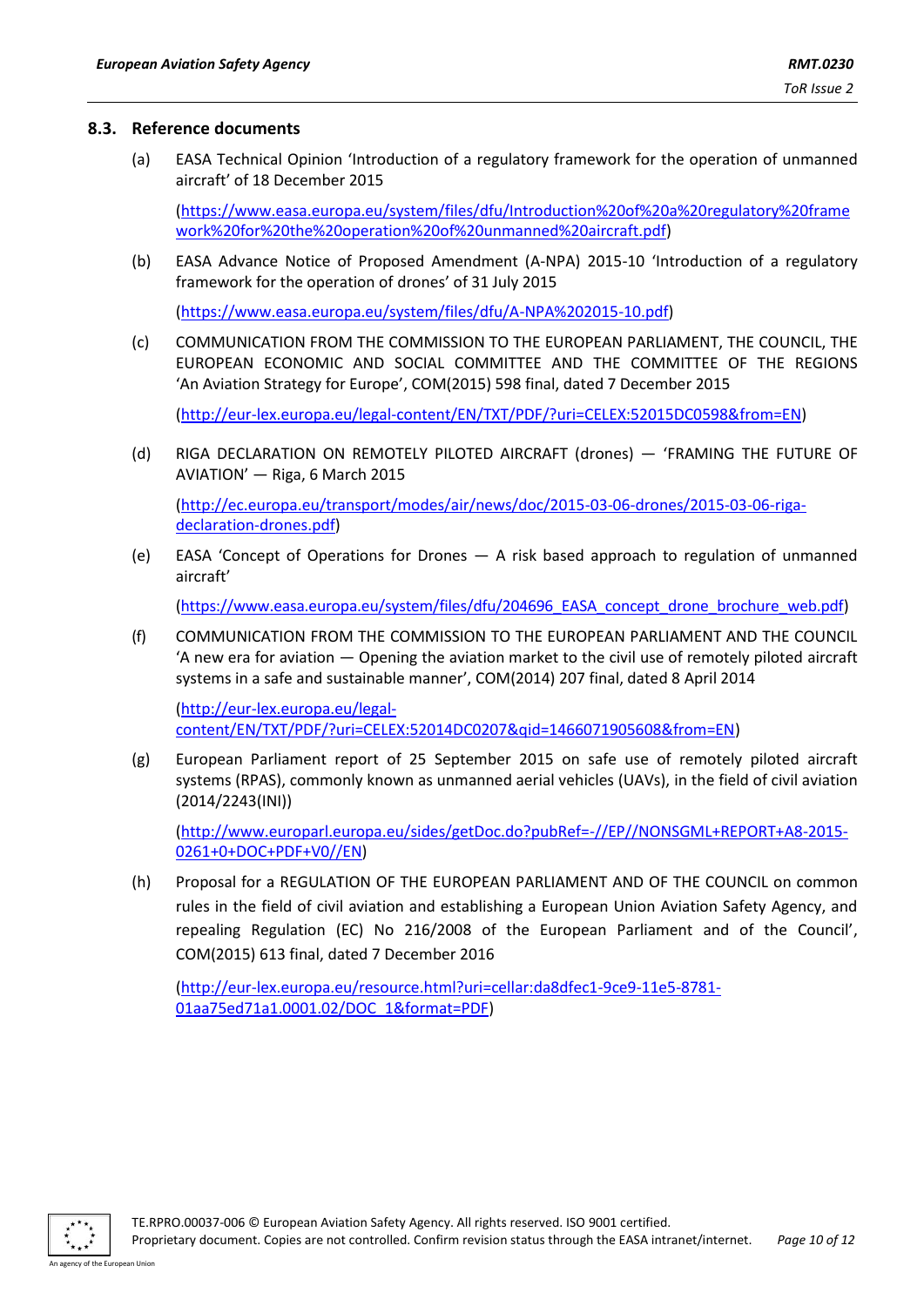### 8.3. Reference documents

(a) EASA Technical Opinion 'Introduction of a regulatory framework for the operation of unmanned aircraft' of 18 December 2015

(https://www.easa.europa.eu/system/files/dfu/Introduction%20of%20a%20regulatory%20framework%20for%20the%20operation%20of%20unmanned%20aircraft.pdf)

(b) EASA Advance Notice of Proposed Amendment (A-NPA) 2015-10 'Introduction of a regulatory framework for the operation of drones' of 31 July 2015

(https://www.easa.europa.eu/system/files/dfu/A-NPA%202015-10.pdf)

(c) COMMUNICATION FROM THE COMMISSION TO THE EUROPEAN PARLIAMENT, THE COUNCIL, THE EUROPEAN ECONOMIC AND SOCIAL COMMITTEE AND THE COMMITTEE OF THE REGIONS 'An Aviation Strategy for Europe', COM(2015) 598 final, dated 7 December 2015

(http://eur-lex.europa.eu/legal-content/EN/TXT/PDF/?uri=CELEX:52015DC0598&from=EN)

(d) RIGA DECLARATION ON REMOTELY PILOTED AIRCRAFT (drones) — 'FRAMING THE FUTURE OF AVIATION' — Riga, 6 March 2015

(http://ec.europa.eu/transport/modes/air/news/doc/2015-03-06-drones/2015-03-06-riga-declaration-drones.pdf)

(e) EASA 'Concept of Operations for Drones — A risk based approach to regulation of unmanned aircraft'

(https://www.easa.europa.eu/system/files/dfu/204696_EASA_concept_drone_brochure_web.pdf)

(f) COMMUNICATION FROM THE COMMISSION TO THE EUROPEAN PARLIAMENT AND THE COUNCIL 'A new era for aviation — Opening the aviation market to the civil use of remotely piloted aircraft systems in a safe and sustainable manner', COM(2014) 207 final, dated 8 April 2014

(http://eur-lex.europa.eu/legal-content/EN/TXT/PDF/?uri=CELEX:52014DC0207&qid=1466071905608&from=EN)

(g) European Parliament report of 25 September 2015 on safe use of remotely piloted aircraft systems (RPAS), commonly known as unmanned aerial vehicles (UAVs), in the field of civil aviation (2014/2243(INI))

(http://www.europarl.europa.eu/sides/getDoc.do?pubRef=-//EP//NONSGML+REPORT+A8-2015-0261+0+DOC+PDF+V0//EN)

(h) Proposal for a REGULATION OF THE EUROPEAN PARLIAMENT AND OF THE COUNCIL on common rules in the field of civil aviation and establishing a European Union Aviation Safety Agency, and repealing Regulation (EC) No 216/2008 of the European Parliament and of the Council', COM(2015) 613 final, dated 7 December 2016

(http://eur-lex.europa.eu/resource.html?uri=cellar:da8dfec1-9ce9-11e5-8781-01aa75ed71a1.0001.02/DOC_1&format=PDF)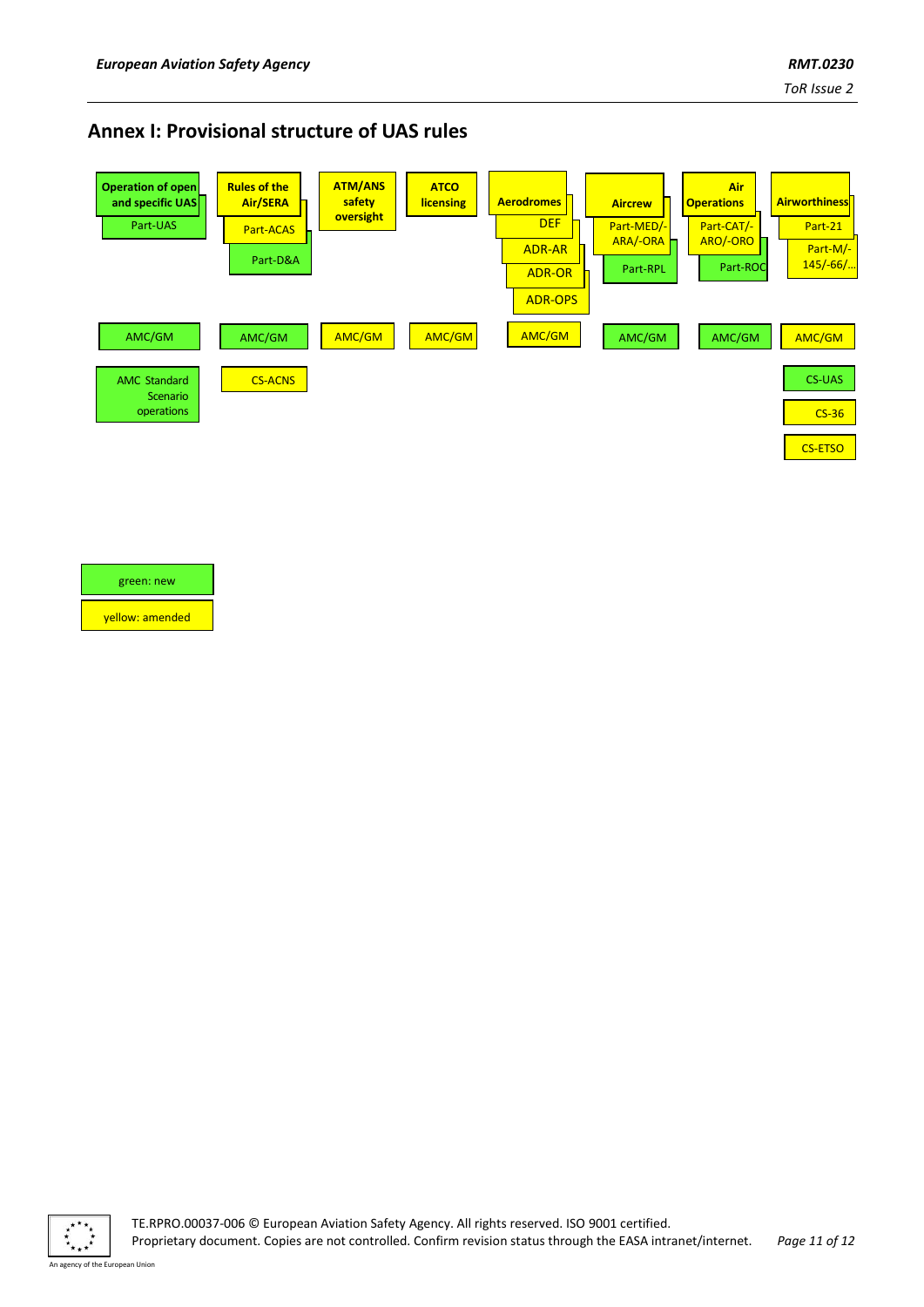## Annex I: Provisional structure of UAS rules

| Operation of open and specific UAS | Rules of the Air/SERA | ATM/ANS safety oversight | ATCO licensing | Aerodromes | Aircrew | Air Operations | Airworthiness |
|---|---|---|---|---|---|---|---|
| Part-UAS | Part-ACAS | | | DEF | Part-MED/-ARA/-ORA | Part-CAT/-ARO/-ORO | Part-21 |
| | Part-D&A | | | ADR-AR | Part-RPL | Part-ROC | Part-M/-145/-66/… |
| | | | | ADR-OR | | | |
| | | | | ADR-OPS | | | |
| AMC/GM | AMC/GM | AMC/GM | AMC/GM | AMC/GM | AMC/GM | AMC/GM | AMC/GM |
| AMC Standard Scenario operations | CS-ACNS | | | | | | CS-UAS |
| | | | | | | | CS-36 |
| | | | | | | | CS-ETSO |

green: new

yellow: amended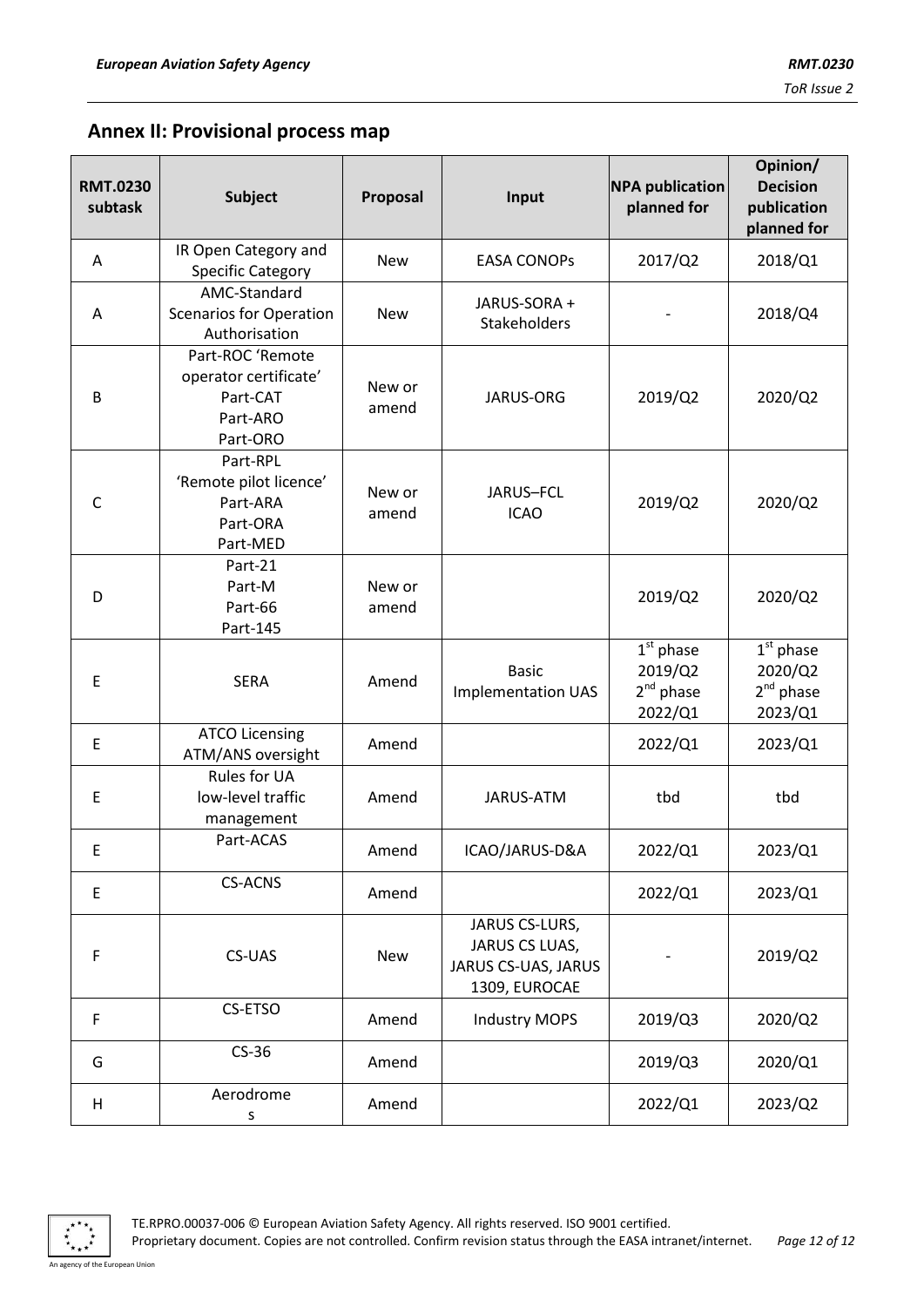## Annex II: Provisional process map

| RMT.0230 subtask | Subject | Proposal | Input | NPA publication planned for | Opinion/ Decision publication planned for |
|---|---|---|---|---|---|
| A | IR Open Category and Specific Category | New | EASA CONOPs | 2017/Q2 | 2018/Q1 |
| A | AMC-Standard Scenarios for Operation Authorisation | New | JARUS-SORA + Stakeholders | - | 2018/Q4 |
| B | Part-ROC 'Remote operator certificate' Part-CAT Part-ARO Part-ORO | New or amend | JARUS-ORG | 2019/Q2 | 2020/Q2 |
| C | Part-RPL 'Remote pilot licence' Part-ARA Part-ORA Part-MED | New or amend | JARUS–FCL ICAO | 2019/Q2 | 2020/Q2 |
| D | Part-21 Part-M Part-66 Part-145 | New or amend | | 2019/Q2 | 2020/Q2 |
| E | SERA | Amend | Basic Implementation UAS | 1st phase 2019/Q2 2nd phase 2022/Q1 | 1st phase 2020/Q2 2nd phase 2023/Q1 |
| E | ATCO Licensing ATM/ANS oversight | Amend | | 2022/Q1 | 2023/Q1 |
| E | Rules for UA low-level traffic management | Amend | JARUS-ATM | tbd | tbd |
| E | Part-ACAS | Amend | ICAO/JARUS-D&A | 2022/Q1 | 2023/Q1 |
| E | CS-ACNS | Amend | | 2022/Q1 | 2023/Q1 |
| F | CS-UAS | New | JARUS CS-LURS, JARUS CS LUAS, JARUS CS-UAS, JARUS 1309, EUROCAE | - | 2019/Q2 |
| F | CS-ETSO | Amend | Industry MOPS | 2019/Q3 | 2020/Q2 |
| G | CS-36 | Amend | | 2019/Q3 | 2020/Q1 |
| H | Aerodromes | Amend | | 2022/Q1 | 2023/Q2 |